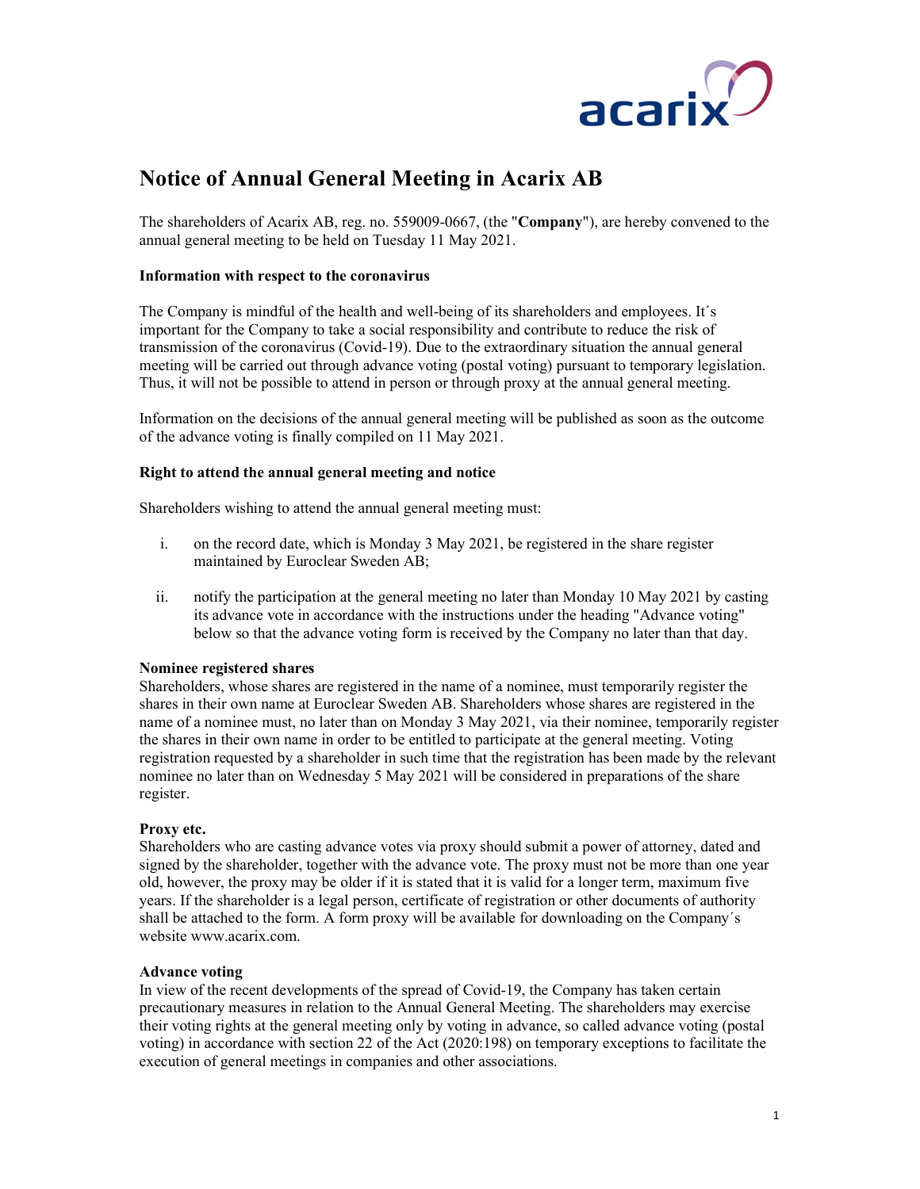# Notice of Annual General Meeting in Acarix AB

The shareholders of Acarix AB, reg. no. 559009-0667, (the "**Company**"), are hereby convened to the annual general meeting to be held on Tuesday 11 May 2021.

**Information with respect to the coronavirus**

The Company is mindful of the health and well-being of its shareholders and employees. It´s important for the Company to take a social responsibility and contribute to reduce the risk of transmission of the coronavirus (Covid-19). Due to the extraordinary situation the annual general meeting will be carried out through advance voting (postal voting) pursuant to temporary legislation. Thus, it will not be possible to attend in person or through proxy at the annual general meeting.

Information on the decisions of the annual general meeting will be published as soon as the outcome of the advance voting is finally compiled on 11 May 2021.

**Right to attend the annual general meeting and notice**

Shareholders wishing to attend the annual general meeting must:

i. on the record date, which is Monday 3 May 2021, be registered in the share register maintained by Euroclear Sweden AB;

ii. notify the participation at the general meeting no later than Monday 10 May 2021 by casting its advance vote in accordance with the instructions under the heading "Advance voting" below so that the advance voting form is received by the Company no later than that day.

**Nominee registered shares**

Shareholders, whose shares are registered in the name of a nominee, must temporarily register the shares in their own name at Euroclear Sweden AB. Shareholders whose shares are registered in the name of a nominee must, no later than on Monday 3 May 2021, via their nominee, temporarily register the shares in their own name in order to be entitled to participate at the general meeting. Voting registration requested by a shareholder in such time that the registration has been made by the relevant nominee no later than on Wednesday 5 May 2021 will be considered in preparations of the share register.

**Proxy etc.**

Shareholders who are casting advance votes via proxy should submit a power of attorney, dated and signed by the shareholder, together with the advance vote. The proxy must not be more than one year old, however, the proxy may be older if it is stated that it is valid for a longer term, maximum five years. If the shareholder is a legal person, certificate of registration or other documents of authority shall be attached to the form. A form proxy will be available for downloading on the Company´s website www.acarix.com.

**Advance voting**

In view of the recent developments of the spread of Covid-19, the Company has taken certain precautionary measures in relation to the Annual General Meeting. The shareholders may exercise their voting rights at the general meeting only by voting in advance, so called advance voting (postal voting) in accordance with section 22 of the Act (2020:198) on temporary exceptions to facilitate the execution of general meetings in companies and other associations.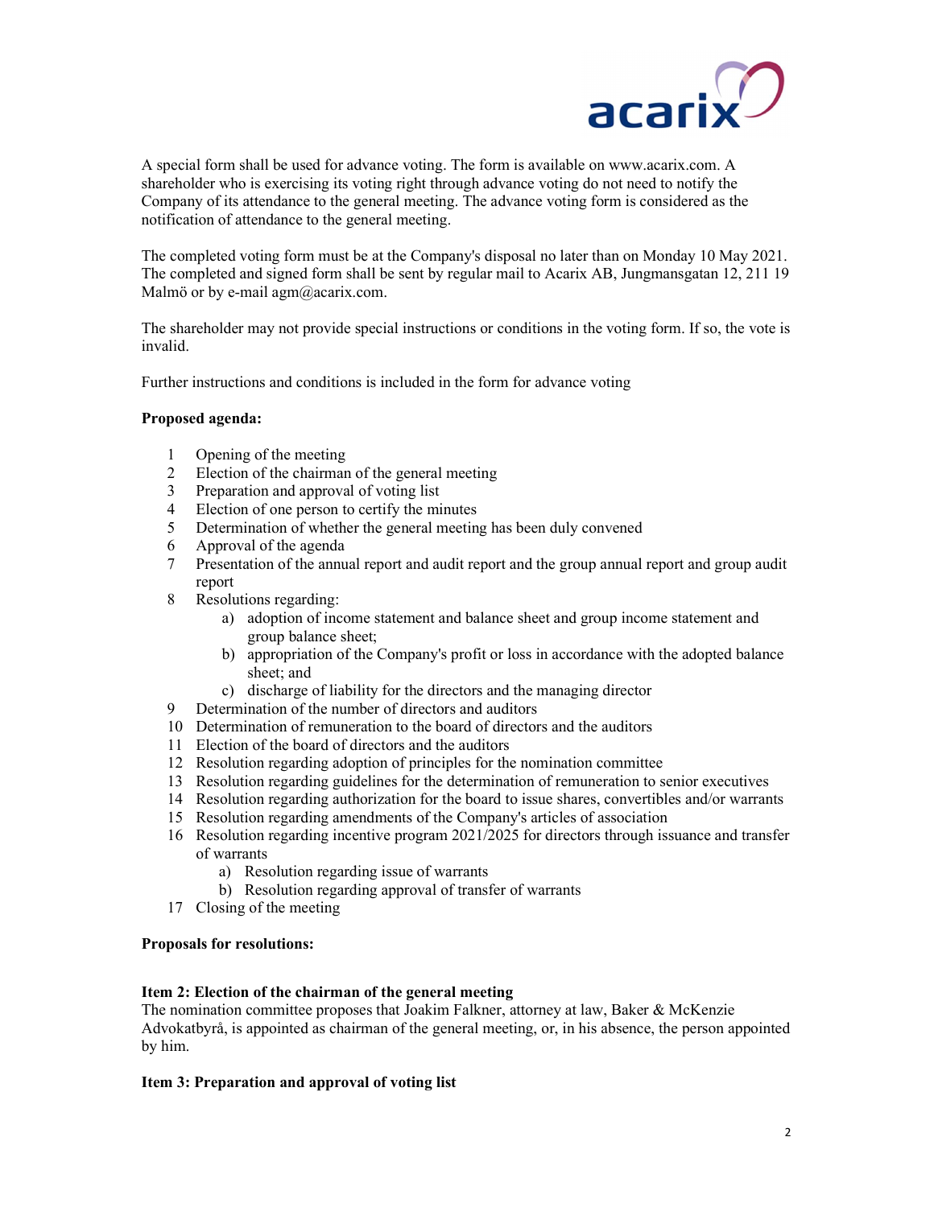A special form shall be used for advance voting. The form is available on www.acarix.com. A shareholder who is exercising its voting right through advance voting do not need to notify the Company of its attendance to the general meeting. The advance voting form is considered as the notification of attendance to the general meeting.

The completed voting form must be at the Company's disposal no later than on Monday 10 May 2021. The completed and signed form shall be sent by regular mail to Acarix AB, Jungmansgatan 12, 211 19 Malmö or by e-mail agm@acarix.com.

The shareholder may not provide special instructions or conditions in the voting form. If so, the vote is invalid.

Further instructions and conditions is included in the form for advance voting

**Proposed agenda:**

1. Opening of the meeting
2. Election of the chairman of the general meeting
3. Preparation and approval of voting list
4. Election of one person to certify the minutes
5. Determination of whether the general meeting has been duly convened
6. Approval of the agenda
7. Presentation of the annual report and audit report and the group annual report and group audit report
8. Resolutions regarding:
    a) adoption of income statement and balance sheet and group income statement and group balance sheet;
    b) appropriation of the Company's profit or loss in accordance with the adopted balance sheet; and
    c) discharge of liability for the directors and the managing director
9. Determination of the number of directors and auditors
10. Determination of remuneration to the board of directors and the auditors
11. Election of the board of directors and the auditors
12. Resolution regarding adoption of principles for the nomination committee
13. Resolution regarding guidelines for the determination of remuneration to senior executives
14. Resolution regarding authorization for the board to issue shares, convertibles and/or warrants
15. Resolution regarding amendments of the Company's articles of association
16. Resolution regarding incentive program 2021/2025 for directors through issuance and transfer of warrants
    a) Resolution regarding issue of warrants
    b) Resolution regarding approval of transfer of warrants
17. Closing of the meeting

**Proposals for resolutions:**

**Item 2: Election of the chairman of the general meeting**

The nomination committee proposes that Joakim Falkner, attorney at law, Baker & McKenzie Advokatbyrå, is appointed as chairman of the general meeting, or, in his absence, the person appointed by him.

**Item 3: Preparation and approval of voting list**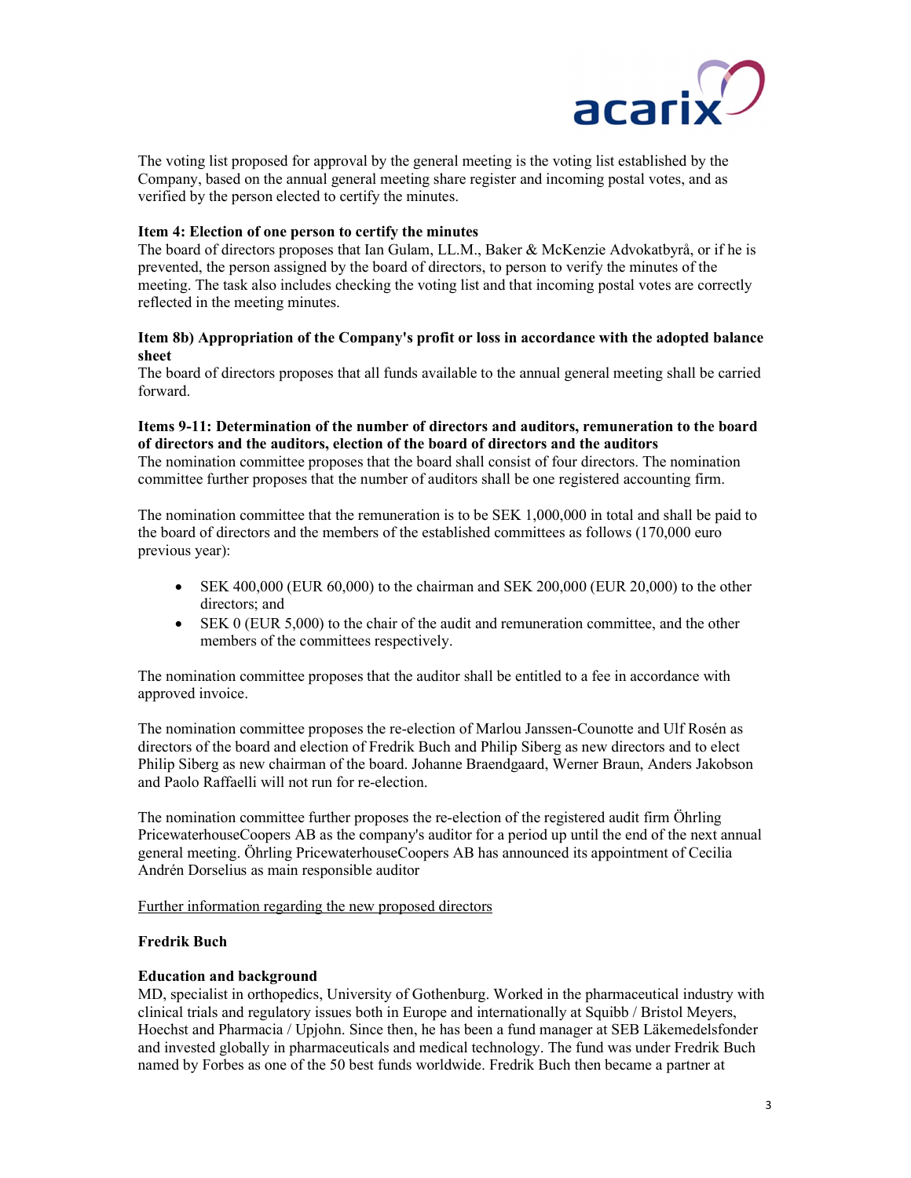The voting list proposed for approval by the general meeting is the voting list established by the Company, based on the annual general meeting share register and incoming postal votes, and as verified by the person elected to certify the minutes.

**Item 4: Election of one person to certify the minutes**
The board of directors proposes that Ian Gulam, LL.M., Baker & McKenzie Advokatbyrå, or if he is prevented, the person assigned by the board of directors, to person to verify the minutes of the meeting. The task also includes checking the voting list and that incoming postal votes are correctly reflected in the meeting minutes.

**Item 8b) Appropriation of the Company's profit or loss in accordance with the adopted balance sheet**
The board of directors proposes that all funds available to the annual general meeting shall be carried forward.

**Items 9-11: Determination of the number of directors and auditors, remuneration to the board of directors and the auditors, election of the board of directors and the auditors**
The nomination committee proposes that the board shall consist of four directors. The nomination committee further proposes that the number of auditors shall be one registered accounting firm.

The nomination committee that the remuneration is to be SEK 1,000,000 in total and shall be paid to the board of directors and the members of the established committees as follows (170,000 euro previous year):

- SEK 400,000 (EUR 60,000) to the chairman and SEK 200,000 (EUR 20,000) to the other directors; and
- SEK 0 (EUR 5,000) to the chair of the audit and remuneration committee, and the other members of the committees respectively.

The nomination committee proposes that the auditor shall be entitled to a fee in accordance with approved invoice.

The nomination committee proposes the re-election of Marlou Janssen-Counotte and Ulf Rosén as directors of the board and election of Fredrik Buch and Philip Siberg as new directors and to elect Philip Siberg as new chairman of the board. Johanne Braendgaard, Werner Braun, Anders Jakobson and Paolo Raffaelli will not run for re-election.

The nomination committee further proposes the re-election of the registered audit firm Öhrling PricewaterhouseCoopers AB as the company's auditor for a period up until the end of the next annual general meeting. Öhrling PricewaterhouseCoopers AB has announced its appointment of Cecilia Andrén Dorselius as main responsible auditor

Further information regarding the new proposed directors

**Fredrik Buch**

**Education and background**
MD, specialist in orthopedics, University of Gothenburg. Worked in the pharmaceutical industry with clinical trials and regulatory issues both in Europe and internationally at Squibb / Bristol Meyers, Hoechst and Pharmacia / Upjohn. Since then, he has been a fund manager at SEB Läkemedelsfonder and invested globally in pharmaceuticals and medical technology. The fund was under Fredrik Buch named by Forbes as one of the 50 best funds worldwide. Fredrik Buch then became a partner at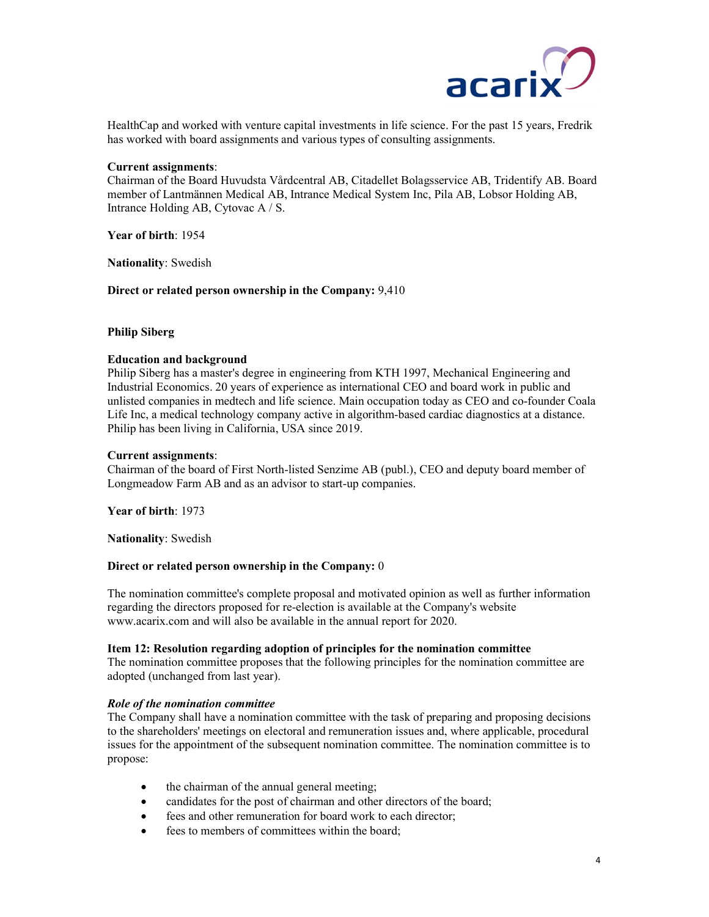HealthCap and worked with venture capital investments in life science. For the past 15 years, Fredrik has worked with board assignments and various types of consulting assignments.

**Current assignments**:
Chairman of the Board Huvudsta Vårdcentral AB, Citadellet Bolagsservice AB, Tridentify AB. Board member of Lantmännen Medical AB, Intrance Medical System Inc, Pila AB, Lobsor Holding AB, Intrance Holding AB, Cytovac A / S.

**Year of birth**: 1954

**Nationality**: Swedish

**Direct or related person ownership in the Company:** 9,410

**Philip Siberg**

**Education and background**
Philip Siberg has a master's degree in engineering from KTH 1997, Mechanical Engineering and Industrial Economics. 20 years of experience as international CEO and board work in public and unlisted companies in medtech and life science. Main occupation today as CEO and co-founder Coala Life Inc, a medical technology company active in algorithm-based cardiac diagnostics at a distance. Philip has been living in California, USA since 2019.

**Current assignments**:
Chairman of the board of First North-listed Senzime AB (publ.), CEO and deputy board member of Longmeadow Farm AB and as an advisor to start-up companies.

**Year of birth**: 1973

**Nationality**: Swedish

**Direct or related person ownership in the Company:** 0

The nomination committee's complete proposal and motivated opinion as well as further information regarding the directors proposed for re-election is available at the Company's website www.acarix.com and will also be available in the annual report for 2020.

**Item 12: Resolution regarding adoption of principles for the nomination committee**
The nomination committee proposes that the following principles for the nomination committee are adopted (unchanged from last year).

***Role of the nomination committee***
The Company shall have a nomination committee with the task of preparing and proposing decisions to the shareholders' meetings on electoral and remuneration issues and, where applicable, procedural issues for the appointment of the subsequent nomination committee. The nomination committee is to propose:

- the chairman of the annual general meeting;
- candidates for the post of chairman and other directors of the board;
- fees and other remuneration for board work to each director;
- fees to members of committees within the board;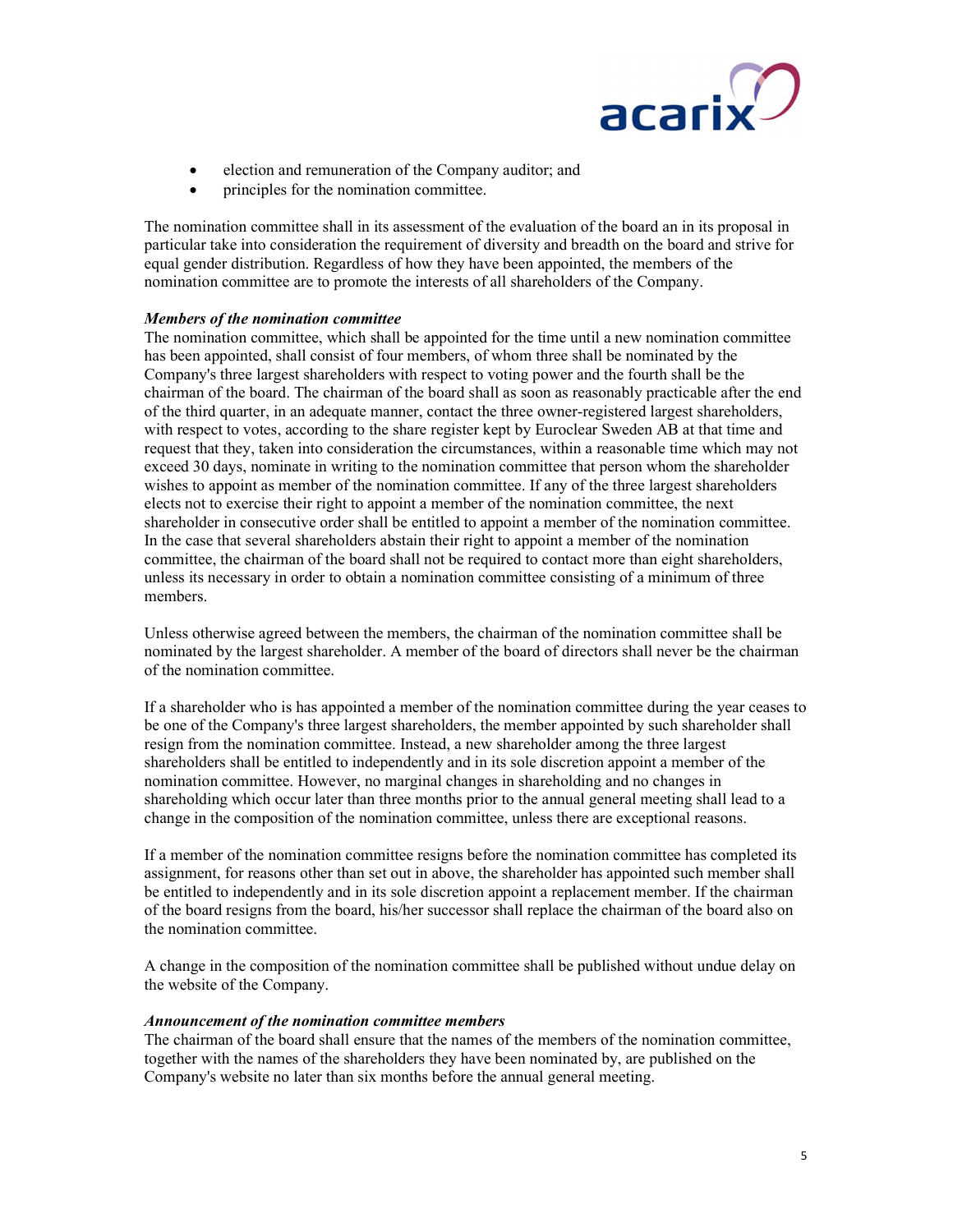- election and remuneration of the Company auditor; and
- principles for the nomination committee.

The nomination committee shall in its assessment of the evaluation of the board an in its proposal in particular take into consideration the requirement of diversity and breadth on the board and strive for equal gender distribution. Regardless of how they have been appointed, the members of the nomination committee are to promote the interests of all shareholders of the Company.

***Members of the nomination committee***

The nomination committee, which shall be appointed for the time until a new nomination committee has been appointed, shall consist of four members, of whom three shall be nominated by the Company's three largest shareholders with respect to voting power and the fourth shall be the chairman of the board. The chairman of the board shall as soon as reasonably practicable after the end of the third quarter, in an adequate manner, contact the three owner-registered largest shareholders, with respect to votes, according to the share register kept by Euroclear Sweden AB at that time and request that they, taken into consideration the circumstances, within a reasonable time which may not exceed 30 days, nominate in writing to the nomination committee that person whom the shareholder wishes to appoint as member of the nomination committee. If any of the three largest shareholders elects not to exercise their right to appoint a member of the nomination committee, the next shareholder in consecutive order shall be entitled to appoint a member of the nomination committee. In the case that several shareholders abstain their right to appoint a member of the nomination committee, the chairman of the board shall not be required to contact more than eight shareholders, unless its necessary in order to obtain a nomination committee consisting of a minimum of three members.

Unless otherwise agreed between the members, the chairman of the nomination committee shall be nominated by the largest shareholder. A member of the board of directors shall never be the chairman of the nomination committee.

If a shareholder who is has appointed a member of the nomination committee during the year ceases to be one of the Company's three largest shareholders, the member appointed by such shareholder shall resign from the nomination committee. Instead, a new shareholder among the three largest shareholders shall be entitled to independently and in its sole discretion appoint a member of the nomination committee. However, no marginal changes in shareholding and no changes in shareholding which occur later than three months prior to the annual general meeting shall lead to a change in the composition of the nomination committee, unless there are exceptional reasons.

If a member of the nomination committee resigns before the nomination committee has completed its assignment, for reasons other than set out in above, the shareholder has appointed such member shall be entitled to independently and in its sole discretion appoint a replacement member. If the chairman of the board resigns from the board, his/her successor shall replace the chairman of the board also on the nomination committee.

A change in the composition of the nomination committee shall be published without undue delay on the website of the Company.

***Announcement of the nomination committee members***

The chairman of the board shall ensure that the names of the members of the nomination committee, together with the names of the shareholders they have been nominated by, are published on the Company's website no later than six months before the annual general meeting.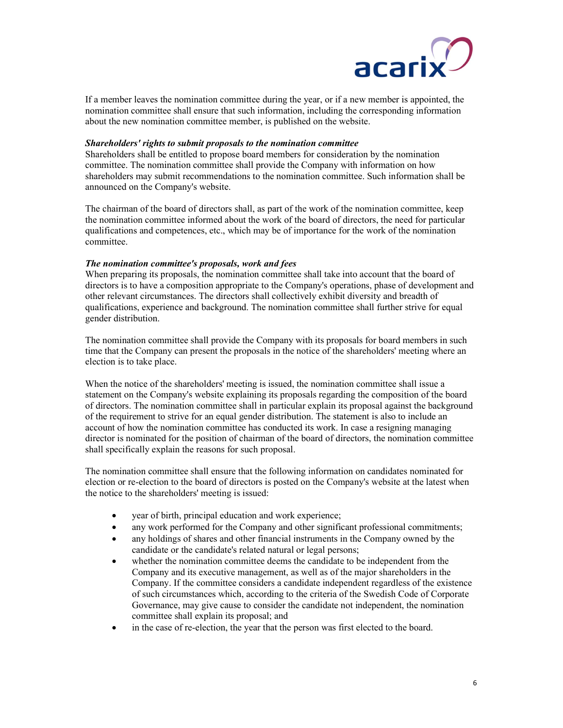If a member leaves the nomination committee during the year, or if a new member is appointed, the nomination committee shall ensure that such information, including the corresponding information about the new nomination committee member, is published on the website.

***Shareholders' rights to submit proposals to the nomination committee***

Shareholders shall be entitled to propose board members for consideration by the nomination committee. The nomination committee shall provide the Company with information on how shareholders may submit recommendations to the nomination committee. Such information shall be announced on the Company's website.

The chairman of the board of directors shall, as part of the work of the nomination committee, keep the nomination committee informed about the work of the board of directors, the need for particular qualifications and competences, etc., which may be of importance for the work of the nomination committee.

***The nomination committee's proposals, work and fees***

When preparing its proposals, the nomination committee shall take into account that the board of directors is to have a composition appropriate to the Company's operations, phase of development and other relevant circumstances. The directors shall collectively exhibit diversity and breadth of qualifications, experience and background. The nomination committee shall further strive for equal gender distribution.

The nomination committee shall provide the Company with its proposals for board members in such time that the Company can present the proposals in the notice of the shareholders' meeting where an election is to take place.

When the notice of the shareholders' meeting is issued, the nomination committee shall issue a statement on the Company's website explaining its proposals regarding the composition of the board of directors. The nomination committee shall in particular explain its proposal against the background of the requirement to strive for an equal gender distribution. The statement is also to include an account of how the nomination committee has conducted its work. In case a resigning managing director is nominated for the position of chairman of the board of directors, the nomination committee shall specifically explain the reasons for such proposal.

The nomination committee shall ensure that the following information on candidates nominated for election or re-election to the board of directors is posted on the Company's website at the latest when the notice to the shareholders' meeting is issued:

- year of birth, principal education and work experience;
- any work performed for the Company and other significant professional commitments;
- any holdings of shares and other financial instruments in the Company owned by the candidate or the candidate's related natural or legal persons;
- whether the nomination committee deems the candidate to be independent from the Company and its executive management, as well as of the major shareholders in the Company. If the committee considers a candidate independent regardless of the existence of such circumstances which, according to the criteria of the Swedish Code of Corporate Governance, may give cause to consider the candidate not independent, the nomination committee shall explain its proposal; and
- in the case of re-election, the year that the person was first elected to the board.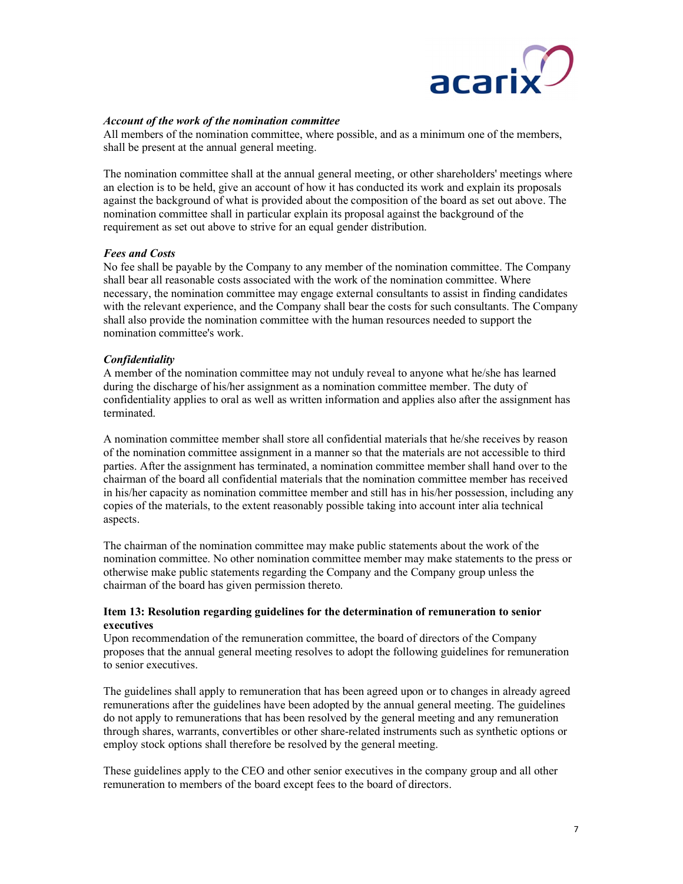*Account of the work of the nomination committee*
All members of the nomination committee, where possible, and as a minimum one of the members, shall be present at the annual general meeting.

The nomination committee shall at the annual general meeting, or other shareholders' meetings where an election is to be held, give an account of how it has conducted its work and explain its proposals against the background of what is provided about the composition of the board as set out above. The nomination committee shall in particular explain its proposal against the background of the requirement as set out above to strive for an equal gender distribution.

*Fees and Costs*
No fee shall be payable by the Company to any member of the nomination committee. The Company shall bear all reasonable costs associated with the work of the nomination committee. Where necessary, the nomination committee may engage external consultants to assist in finding candidates with the relevant experience, and the Company shall bear the costs for such consultants. The Company shall also provide the nomination committee with the human resources needed to support the nomination committee's work.

*Confidentiality*
A member of the nomination committee may not unduly reveal to anyone what he/she has learned during the discharge of his/her assignment as a nomination committee member. The duty of confidentiality applies to oral as well as written information and applies also after the assignment has terminated.

A nomination committee member shall store all confidential materials that he/she receives by reason of the nomination committee assignment in a manner so that the materials are not accessible to third parties. After the assignment has terminated, a nomination committee member shall hand over to the chairman of the board all confidential materials that the nomination committee member has received in his/her capacity as nomination committee member and still has in his/her possession, including any copies of the materials, to the extent reasonably possible taking into account inter alia technical aspects.

The chairman of the nomination committee may make public statements about the work of the nomination committee. No other nomination committee member may make statements to the press or otherwise make public statements regarding the Company and the Company group unless the chairman of the board has given permission thereto.

**Item 13: Resolution regarding guidelines for the determination of remuneration to senior executives**
Upon recommendation of the remuneration committee, the board of directors of the Company proposes that the annual general meeting resolves to adopt the following guidelines for remuneration to senior executives.

The guidelines shall apply to remuneration that has been agreed upon or to changes in already agreed remunerations after the guidelines have been adopted by the annual general meeting. The guidelines do not apply to remunerations that has been resolved by the general meeting and any remuneration through shares, warrants, convertibles or other share-related instruments such as synthetic options or employ stock options shall therefore be resolved by the general meeting.

These guidelines apply to the CEO and other senior executives in the company group and all other remuneration to members of the board except fees to the board of directors.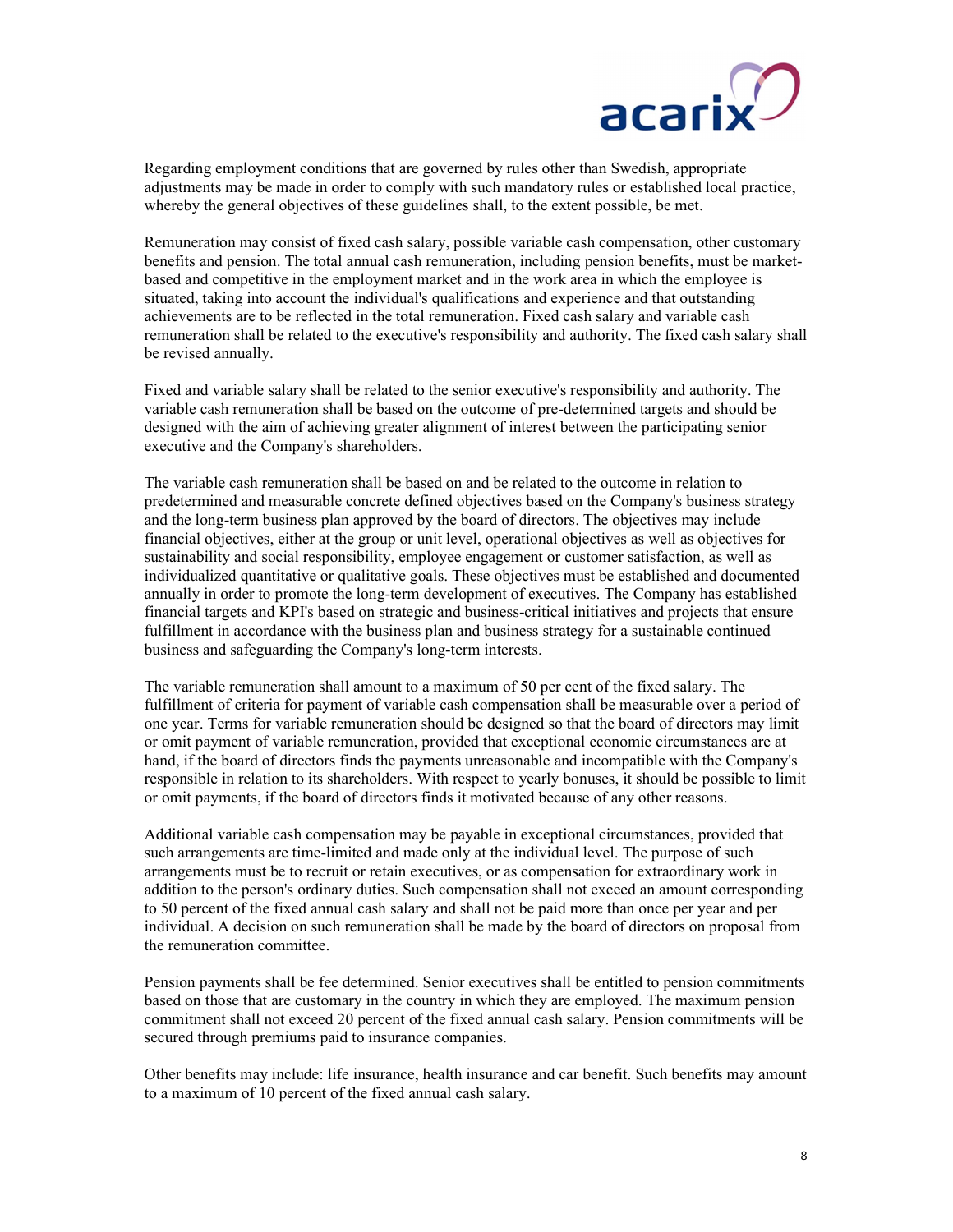Regarding employment conditions that are governed by rules other than Swedish, appropriate adjustments may be made in order to comply with such mandatory rules or established local practice, whereby the general objectives of these guidelines shall, to the extent possible, be met.

Remuneration may consist of fixed cash salary, possible variable cash compensation, other customary benefits and pension. The total annual cash remuneration, including pension benefits, must be market-based and competitive in the employment market and in the work area in which the employee is situated, taking into account the individual's qualifications and experience and that outstanding achievements are to be reflected in the total remuneration. Fixed cash salary and variable cash remuneration shall be related to the executive's responsibility and authority. The fixed cash salary shall be revised annually.

Fixed and variable salary shall be related to the senior executive's responsibility and authority. The variable cash remuneration shall be based on the outcome of pre-determined targets and should be designed with the aim of achieving greater alignment of interest between the participating senior executive and the Company's shareholders.

The variable cash remuneration shall be based on and be related to the outcome in relation to predetermined and measurable concrete defined objectives based on the Company's business strategy and the long-term business plan approved by the board of directors. The objectives may include financial objectives, either at the group or unit level, operational objectives as well as objectives for sustainability and social responsibility, employee engagement or customer satisfaction, as well as individualized quantitative or qualitative goals. These objectives must be established and documented annually in order to promote the long-term development of executives. The Company has established financial targets and KPI's based on strategic and business-critical initiatives and projects that ensure fulfillment in accordance with the business plan and business strategy for a sustainable continued business and safeguarding the Company's long-term interests.

The variable remuneration shall amount to a maximum of 50 per cent of the fixed salary. The fulfillment of criteria for payment of variable cash compensation shall be measurable over a period of one year. Terms for variable remuneration should be designed so that the board of directors may limit or omit payment of variable remuneration, provided that exceptional economic circumstances are at hand, if the board of directors finds the payments unreasonable and incompatible with the Company's responsible in relation to its shareholders. With respect to yearly bonuses, it should be possible to limit or omit payments, if the board of directors finds it motivated because of any other reasons.

Additional variable cash compensation may be payable in exceptional circumstances, provided that such arrangements are time-limited and made only at the individual level. The purpose of such arrangements must be to recruit or retain executives, or as compensation for extraordinary work in addition to the person's ordinary duties. Such compensation shall not exceed an amount corresponding to 50 percent of the fixed annual cash salary and shall not be paid more than once per year and per individual. A decision on such remuneration shall be made by the board of directors on proposal from the remuneration committee.

Pension payments shall be fee determined. Senior executives shall be entitled to pension commitments based on those that are customary in the country in which they are employed. The maximum pension commitment shall not exceed 20 percent of the fixed annual cash salary. Pension commitments will be secured through premiums paid to insurance companies.

Other benefits may include: life insurance, health insurance and car benefit. Such benefits may amount to a maximum of 10 percent of the fixed annual cash salary.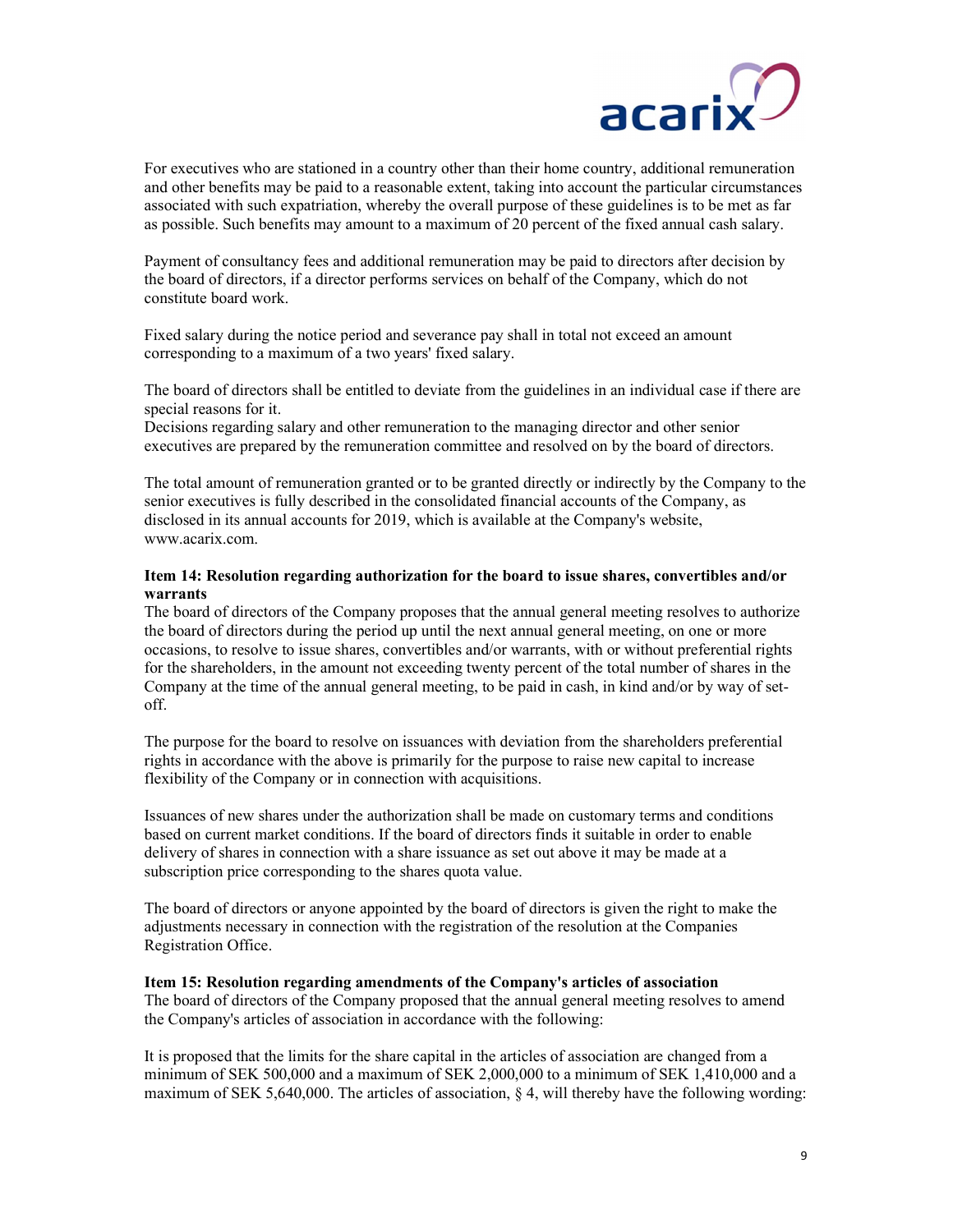For executives who are stationed in a country other than their home country, additional remuneration and other benefits may be paid to a reasonable extent, taking into account the particular circumstances associated with such expatriation, whereby the overall purpose of these guidelines is to be met as far as possible. Such benefits may amount to a maximum of 20 percent of the fixed annual cash salary.

Payment of consultancy fees and additional remuneration may be paid to directors after decision by the board of directors, if a director performs services on behalf of the Company, which do not constitute board work.

Fixed salary during the notice period and severance pay shall in total not exceed an amount corresponding to a maximum of a two years' fixed salary.

The board of directors shall be entitled to deviate from the guidelines in an individual case if there are special reasons for it.
Decisions regarding salary and other remuneration to the managing director and other senior executives are prepared by the remuneration committee and resolved on by the board of directors.

The total amount of remuneration granted or to be granted directly or indirectly by the Company to the senior executives is fully described in the consolidated financial accounts of the Company, as disclosed in its annual accounts for 2019, which is available at the Company's website, www.acarix.com.

**Item 14: Resolution regarding authorization for the board to issue shares, convertibles and/or warrants**

The board of directors of the Company proposes that the annual general meeting resolves to authorize the board of directors during the period up until the next annual general meeting, on one or more occasions, to resolve to issue shares, convertibles and/or warrants, with or without preferential rights for the shareholders, in the amount not exceeding twenty percent of the total number of shares in the Company at the time of the annual general meeting, to be paid in cash, in kind and/or by way of set-off.

The purpose for the board to resolve on issuances with deviation from the shareholders preferential rights in accordance with the above is primarily for the purpose to raise new capital to increase flexibility of the Company or in connection with acquisitions.

Issuances of new shares under the authorization shall be made on customary terms and conditions based on current market conditions. If the board of directors finds it suitable in order to enable delivery of shares in connection with a share issuance as set out above it may be made at a subscription price corresponding to the shares quota value.

The board of directors or anyone appointed by the board of directors is given the right to make the adjustments necessary in connection with the registration of the resolution at the Companies Registration Office.

**Item 15: Resolution regarding amendments of the Company's articles of association**

The board of directors of the Company proposed that the annual general meeting resolves to amend the Company's articles of association in accordance with the following:

It is proposed that the limits for the share capital in the articles of association are changed from a minimum of SEK 500,000 and a maximum of SEK 2,000,000 to a minimum of SEK 1,410,000 and a maximum of SEK 5,640,000. The articles of association, § 4, will thereby have the following wording: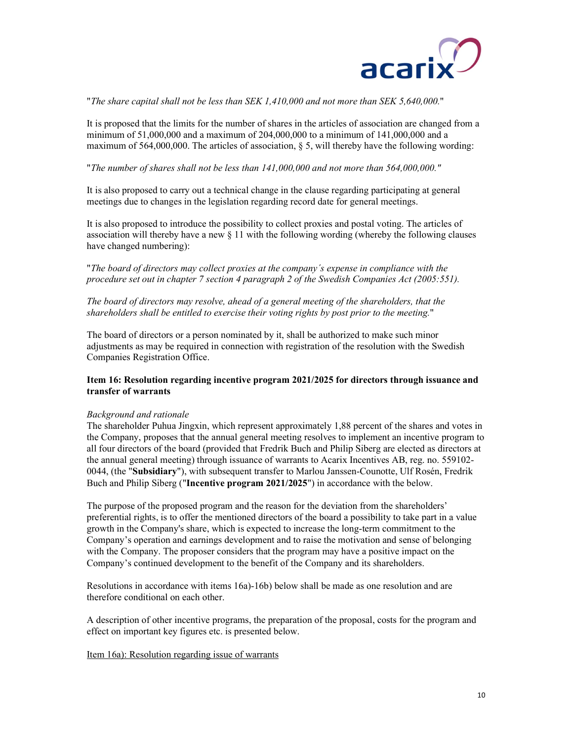"*The share capital shall not be less than SEK 1,410,000 and not more than SEK 5,640,000.*"

It is proposed that the limits for the number of shares in the articles of association are changed from a minimum of 51,000,000 and a maximum of 204,000,000 to a minimum of 141,000,000 and a maximum of 564,000,000. The articles of association, § 5, will thereby have the following wording:

"*The number of shares shall not be less than 141,000,000 and not more than 564,000,000."*

It is also proposed to carry out a technical change in the clause regarding participating at general meetings due to changes in the legislation regarding record date for general meetings.

It is also proposed to introduce the possibility to collect proxies and postal voting. The articles of association will thereby have a new § 11 with the following wording (whereby the following clauses have changed numbering):

"*The board of directors may collect proxies at the company's expense in compliance with the procedure set out in chapter 7 section 4 paragraph 2 of the Swedish Companies Act (2005:551).*

*The board of directors may resolve, ahead of a general meeting of the shareholders, that the shareholders shall be entitled to exercise their voting rights by post prior to the meeting.*"

The board of directors or a person nominated by it, shall be authorized to make such minor adjustments as may be required in connection with registration of the resolution with the Swedish Companies Registration Office.

**Item 16: Resolution regarding incentive program 2021/2025 for directors through issuance and transfer of warrants**

*Background and rationale*

The shareholder Puhua Jingxin, which represent approximately 1,88 percent of the shares and votes in the Company, proposes that the annual general meeting resolves to implement an incentive program to all four directors of the board (provided that Fredrik Buch and Philip Siberg are elected as directors at the annual general meeting) through issuance of warrants to Acarix Incentives AB, reg. no. 559102-0044, (the "**Subsidiary**"), with subsequent transfer to Marlou Janssen-Counotte, Ulf Rosén, Fredrik Buch and Philip Siberg ("**Incentive program 2021/2025**") in accordance with the below.

The purpose of the proposed program and the reason for the deviation from the shareholders' preferential rights, is to offer the mentioned directors of the board a possibility to take part in a value growth in the Company's share, which is expected to increase the long-term commitment to the Company's operation and earnings development and to raise the motivation and sense of belonging with the Company. The proposer considers that the program may have a positive impact on the Company's continued development to the benefit of the Company and its shareholders.

Resolutions in accordance with items 16a)-16b) below shall be made as one resolution and are therefore conditional on each other.

A description of other incentive programs, the preparation of the proposal, costs for the program and effect on important key figures etc. is presented below.

Item 16a): Resolution regarding issue of warrants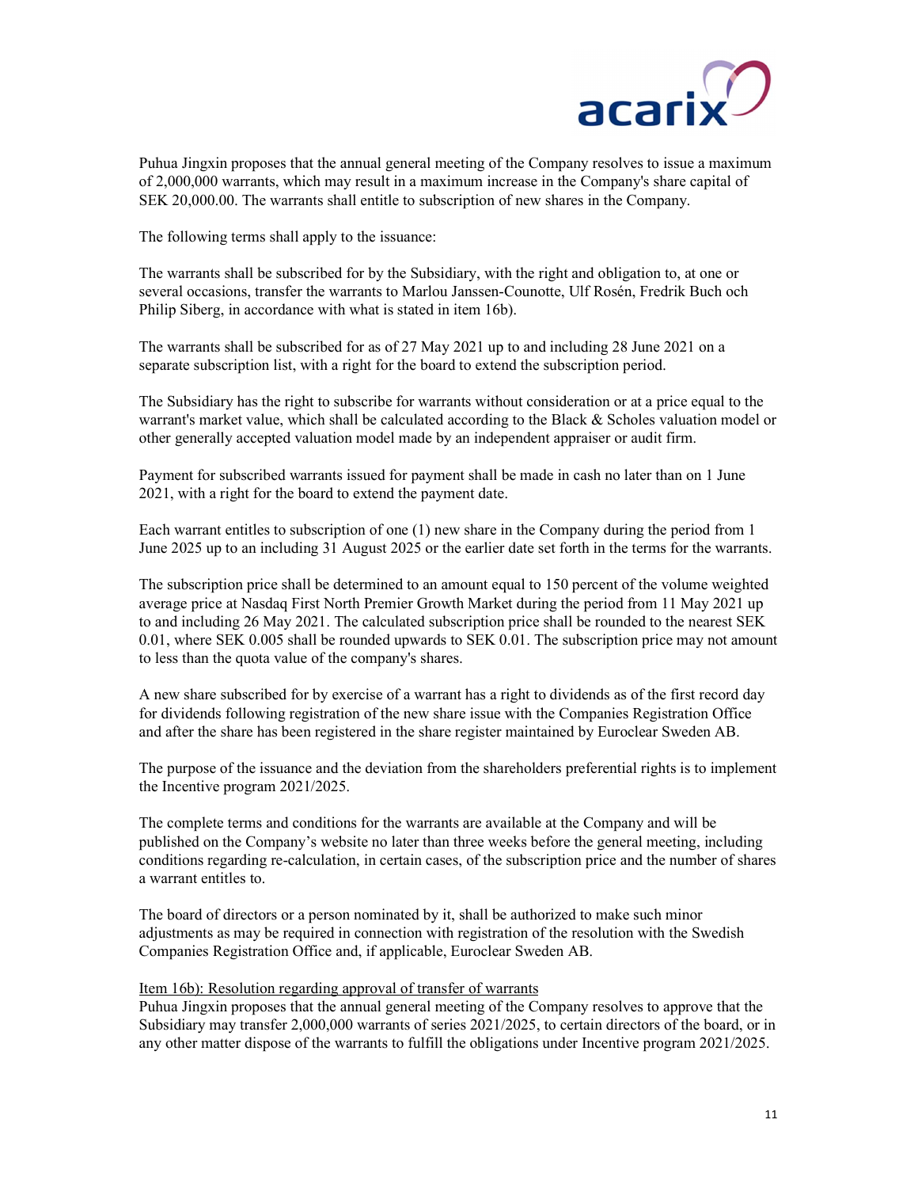Puhua Jingxin proposes that the annual general meeting of the Company resolves to issue a maximum of 2,000,000 warrants, which may result in a maximum increase in the Company's share capital of SEK 20,000.00. The warrants shall entitle to subscription of new shares in the Company.

The following terms shall apply to the issuance:

The warrants shall be subscribed for by the Subsidiary, with the right and obligation to, at one or several occasions, transfer the warrants to Marlou Janssen-Counotte, Ulf Rosén, Fredrik Buch och Philip Siberg, in accordance with what is stated in item 16b).

The warrants shall be subscribed for as of 27 May 2021 up to and including 28 June 2021 on a separate subscription list, with a right for the board to extend the subscription period.

The Subsidiary has the right to subscribe for warrants without consideration or at a price equal to the warrant's market value, which shall be calculated according to the Black & Scholes valuation model or other generally accepted valuation model made by an independent appraiser or audit firm.

Payment for subscribed warrants issued for payment shall be made in cash no later than on 1 June 2021, with a right for the board to extend the payment date.

Each warrant entitles to subscription of one (1) new share in the Company during the period from 1 June 2025 up to an including 31 August 2025 or the earlier date set forth in the terms for the warrants.

The subscription price shall be determined to an amount equal to 150 percent of the volume weighted average price at Nasdaq First North Premier Growth Market during the period from 11 May 2021 up to and including 26 May 2021. The calculated subscription price shall be rounded to the nearest SEK 0.01, where SEK 0.005 shall be rounded upwards to SEK 0.01. The subscription price may not amount to less than the quota value of the company's shares.

A new share subscribed for by exercise of a warrant has a right to dividends as of the first record day for dividends following registration of the new share issue with the Companies Registration Office and after the share has been registered in the share register maintained by Euroclear Sweden AB.

The purpose of the issuance and the deviation from the shareholders preferential rights is to implement the Incentive program 2021/2025.

The complete terms and conditions for the warrants are available at the Company and will be published on the Company's website no later than three weeks before the general meeting, including conditions regarding re-calculation, in certain cases, of the subscription price and the number of shares a warrant entitles to.

The board of directors or a person nominated by it, shall be authorized to make such minor adjustments as may be required in connection with registration of the resolution with the Swedish Companies Registration Office and, if applicable, Euroclear Sweden AB.

<u>Item 16b): Resolution regarding approval of transfer of warrants</u>

Puhua Jingxin proposes that the annual general meeting of the Company resolves to approve that the Subsidiary may transfer 2,000,000 warrants of series 2021/2025, to certain directors of the board, or in any other matter dispose of the warrants to fulfill the obligations under Incentive program 2021/2025.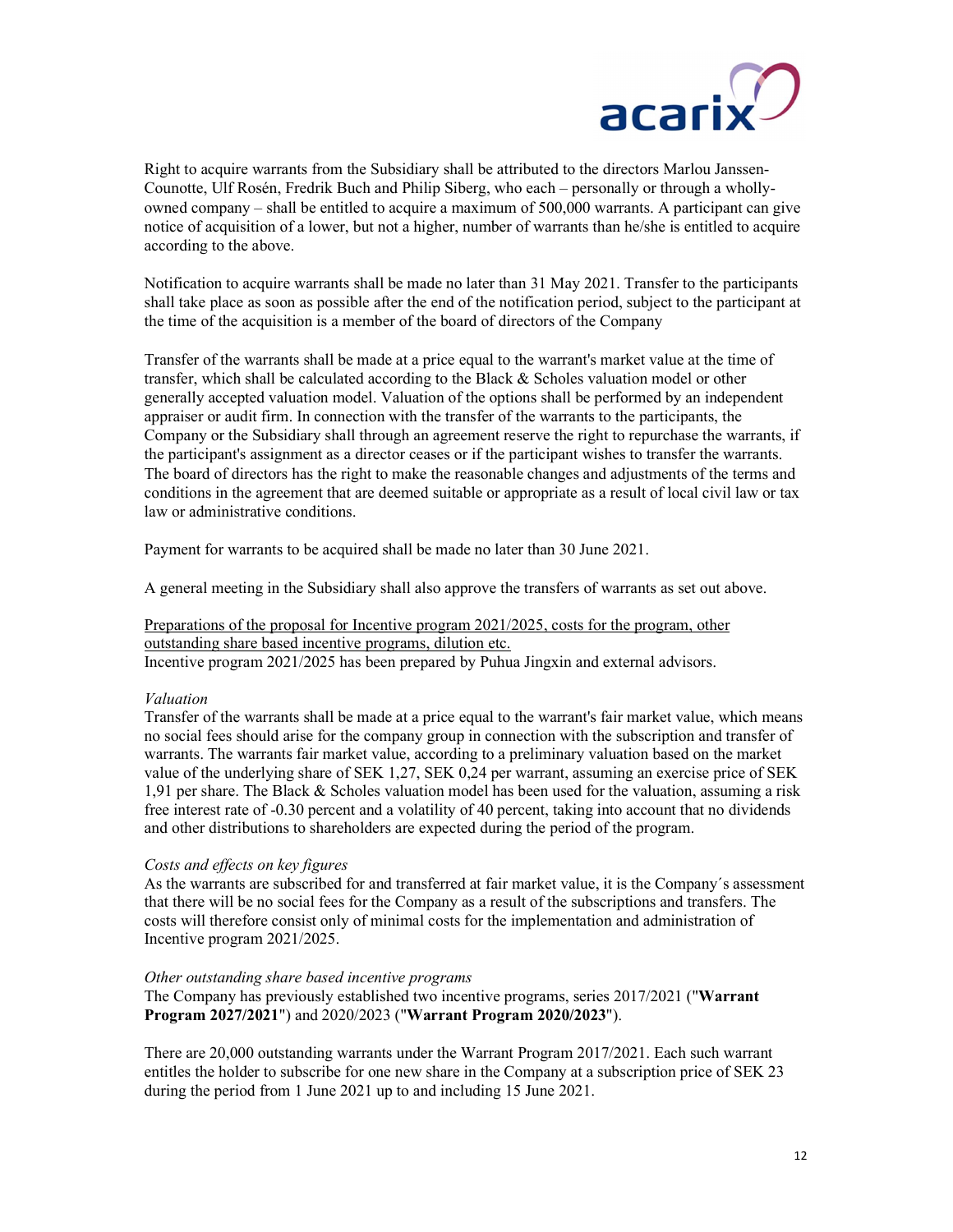Right to acquire warrants from the Subsidiary shall be attributed to the directors Marlou Janssen-Counotte, Ulf Rosén, Fredrik Buch and Philip Siberg, who each – personally or through a wholly-owned company – shall be entitled to acquire a maximum of 500,000 warrants. A participant can give notice of acquisition of a lower, but not a higher, number of warrants than he/she is entitled to acquire according to the above.

Notification to acquire warrants shall be made no later than 31 May 2021. Transfer to the participants shall take place as soon as possible after the end of the notification period, subject to the participant at the time of the acquisition is a member of the board of directors of the Company

Transfer of the warrants shall be made at a price equal to the warrant's market value at the time of transfer, which shall be calculated according to the Black & Scholes valuation model or other generally accepted valuation model. Valuation of the options shall be performed by an independent appraiser or audit firm. In connection with the transfer of the warrants to the participants, the Company or the Subsidiary shall through an agreement reserve the right to repurchase the warrants, if the participant's assignment as a director ceases or if the participant wishes to transfer the warrants. The board of directors has the right to make the reasonable changes and adjustments of the terms and conditions in the agreement that are deemed suitable or appropriate as a result of local civil law or tax law or administrative conditions.

Payment for warrants to be acquired shall be made no later than 30 June 2021.

A general meeting in the Subsidiary shall also approve the transfers of warrants as set out above.

<u>Preparations of the proposal for Incentive program 2021/2025, costs for the program, other outstanding share based incentive programs, dilution etc.</u>
Incentive program 2021/2025 has been prepared by Puhua Jingxin and external advisors.

*Valuation*
Transfer of the warrants shall be made at a price equal to the warrant's fair market value, which means no social fees should arise for the company group in connection with the subscription and transfer of warrants. The warrants fair market value, according to a preliminary valuation based on the market value of the underlying share of SEK 1,27, SEK 0,24 per warrant, assuming an exercise price of SEK 1,91 per share. The Black & Scholes valuation model has been used for the valuation, assuming a risk free interest rate of -0.30 percent and a volatility of 40 percent, taking into account that no dividends and other distributions to shareholders are expected during the period of the program.

*Costs and effects on key figures*
As the warrants are subscribed for and transferred at fair market value, it is the Company´s assessment that there will be no social fees for the Company as a result of the subscriptions and transfers. The costs will therefore consist only of minimal costs for the implementation and administration of Incentive program 2021/2025.

*Other outstanding share based incentive programs*
The Company has previously established two incentive programs, series 2017/2021 ("**Warrant Program 2027/2021**") and 2020/2023 ("**Warrant Program 2020/2023**").

There are 20,000 outstanding warrants under the Warrant Program 2017/2021. Each such warrant entitles the holder to subscribe for one new share in the Company at a subscription price of SEK 23 during the period from 1 June 2021 up to and including 15 June 2021.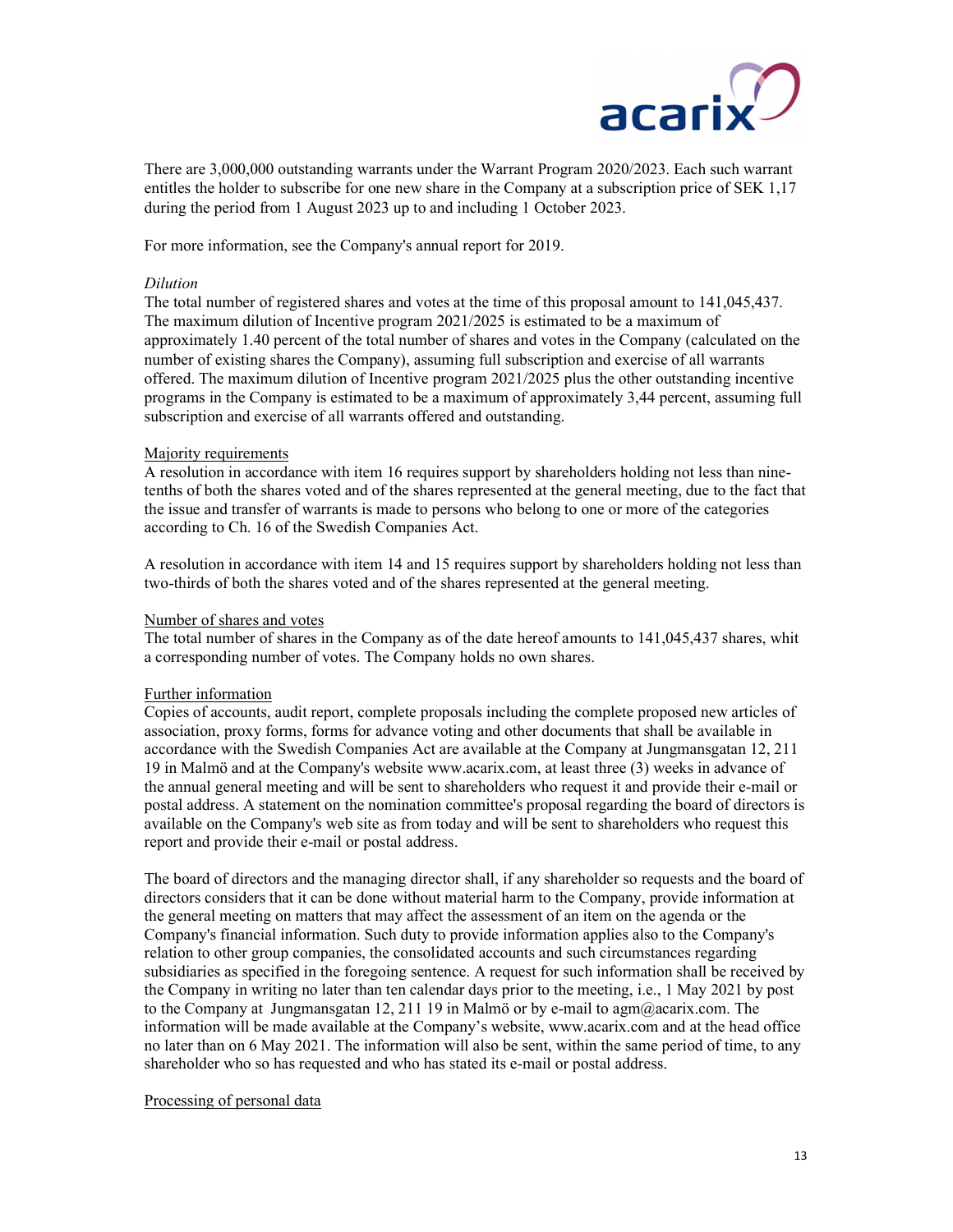There are 3,000,000 outstanding warrants under the Warrant Program 2020/2023. Each such warrant entitles the holder to subscribe for one new share in the Company at a subscription price of SEK 1,17 during the period from 1 August 2023 up to and including 1 October 2023.

For more information, see the Company's annual report for 2019.

*Dilution*

The total number of registered shares and votes at the time of this proposal amount to 141,045,437. The maximum dilution of Incentive program 2021/2025 is estimated to be a maximum of approximately 1.40 percent of the total number of shares and votes in the Company (calculated on the number of existing shares the Company), assuming full subscription and exercise of all warrants offered. The maximum dilution of Incentive program 2021/2025 plus the other outstanding incentive programs in the Company is estimated to be a maximum of approximately 3,44 percent, assuming full subscription and exercise of all warrants offered and outstanding.

<u>Majority requirements</u>

A resolution in accordance with item 16 requires support by shareholders holding not less than nine-tenths of both the shares voted and of the shares represented at the general meeting, due to the fact that the issue and transfer of warrants is made to persons who belong to one or more of the categories according to Ch. 16 of the Swedish Companies Act.

A resolution in accordance with item 14 and 15 requires support by shareholders holding not less than two-thirds of both the shares voted and of the shares represented at the general meeting.

<u>Number of shares and votes</u>

The total number of shares in the Company as of the date hereof amounts to 141,045,437 shares, whit a corresponding number of votes. The Company holds no own shares.

<u>Further information</u>

Copies of accounts, audit report, complete proposals including the complete proposed new articles of association, proxy forms, forms for advance voting and other documents that shall be available in accordance with the Swedish Companies Act are available at the Company at Jungmansgatan 12, 211 19 in Malmö and at the Company's website www.acarix.com, at least three (3) weeks in advance of the annual general meeting and will be sent to shareholders who request it and provide their e-mail or postal address. A statement on the nomination committee's proposal regarding the board of directors is available on the Company's web site as from today and will be sent to shareholders who request this report and provide their e-mail or postal address.

The board of directors and the managing director shall, if any shareholder so requests and the board of directors considers that it can be done without material harm to the Company, provide information at the general meeting on matters that may affect the assessment of an item on the agenda or the Company's financial information. Such duty to provide information applies also to the Company's relation to other group companies, the consolidated accounts and such circumstances regarding subsidiaries as specified in the foregoing sentence. A request for such information shall be received by the Company in writing no later than ten calendar days prior to the meeting, i.e., 1 May 2021 by post to the Company at Jungmansgatan 12, 211 19 in Malmö or by e-mail to agm@acarix.com. The information will be made available at the Company's website, www.acarix.com and at the head office no later than on 6 May 2021. The information will also be sent, within the same period of time, to any shareholder who so has requested and who has stated its e-mail or postal address.

<u>Processing of personal data</u>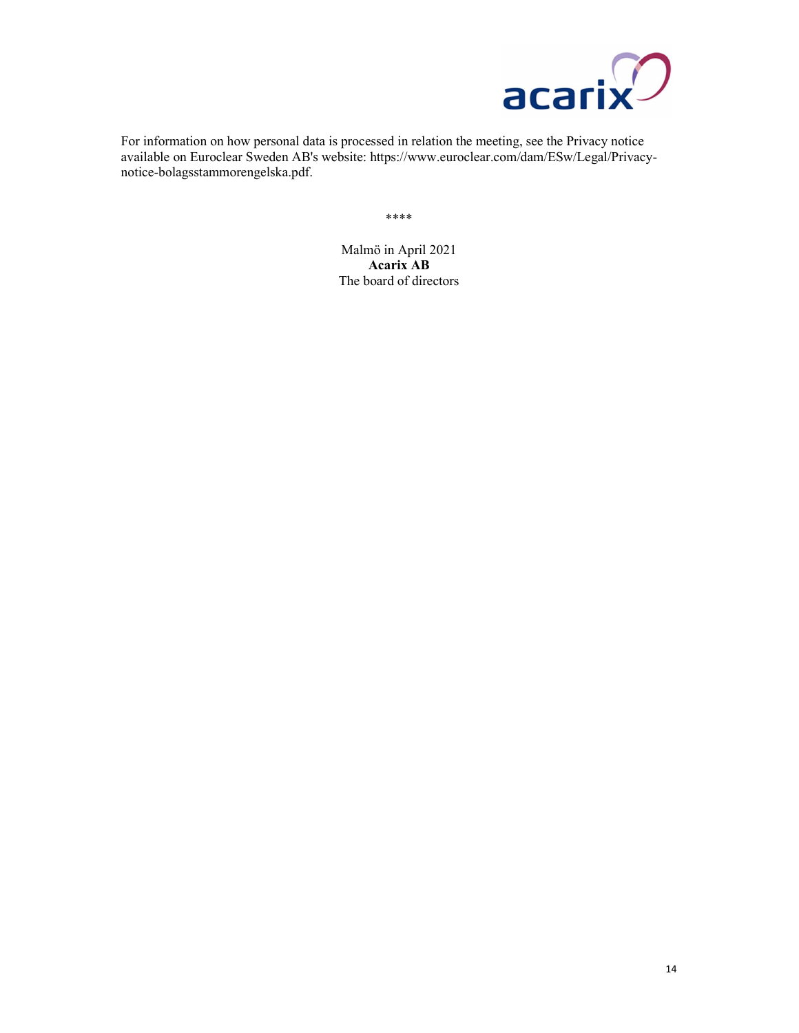For information on how personal data is processed in relation the meeting, see the Privacy notice available on Euroclear Sweden AB's website: https://www.euroclear.com/dam/ESw/Legal/Privacy-notice-bolagsstammorengelska.pdf.

****

Malmö in April 2021
**Acarix AB**
The board of directors